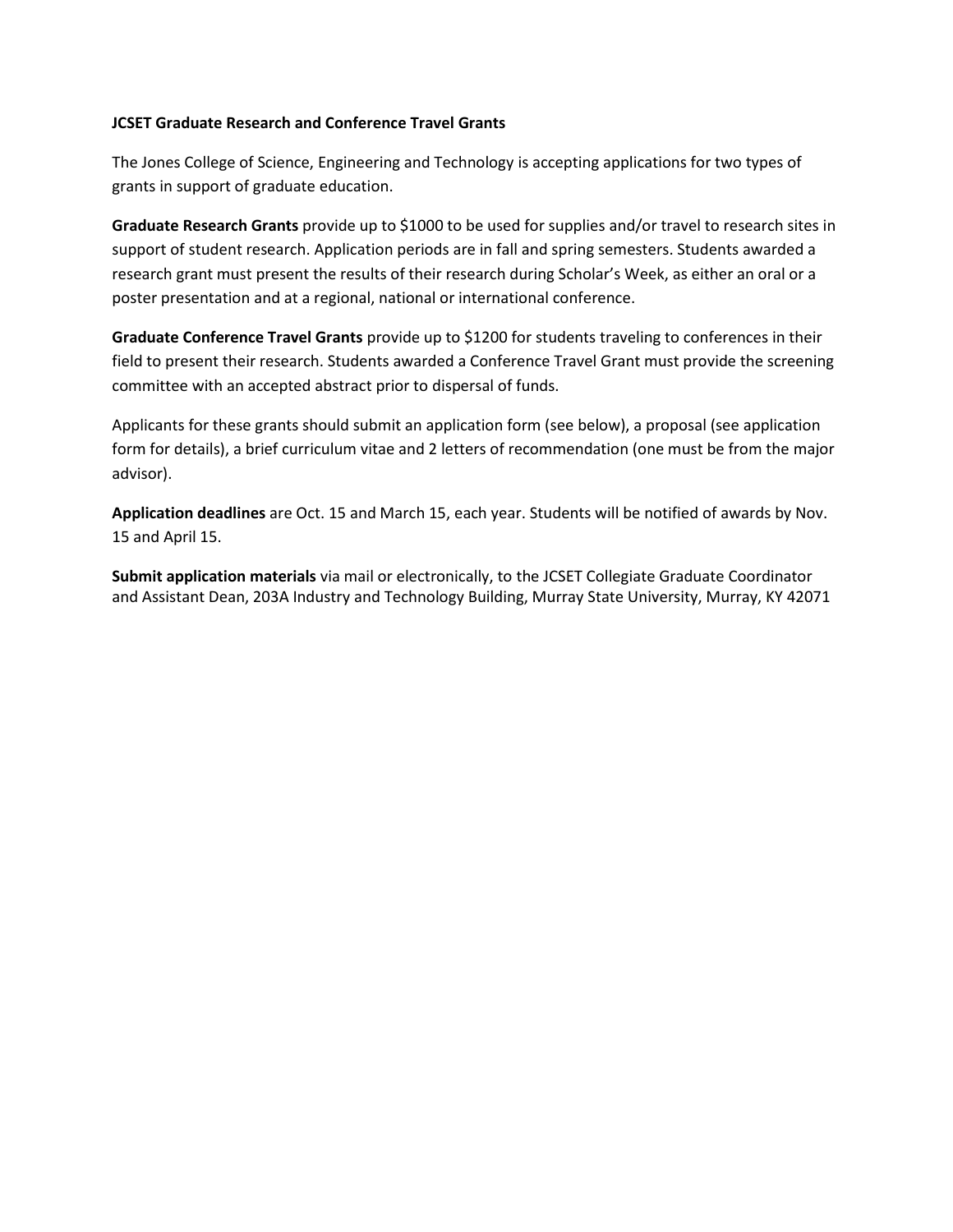**JCSET Graduate Research and Conference Travel Grants**

The Jones College of Science, Engineering and Technology is accepting applications for two types of grants in support of graduate education.

**Graduate Research Grants** provide up to $1000 to be used for supplies and/or travel to research sites in support of student research. Application periods are in fall and spring semesters. Students awarded a research grant must present the results of their research during Scholar's Week, as either an oral or a poster presentation and at a regional, national or international conference.

**Graduate Conference Travel Grants** provide up to $1200 for students traveling to conferences in their field to present their research. Students awarded a Conference Travel Grant must provide the screening committee with an accepted abstract prior to dispersal of funds.

Applicants for these grants should submit an application form (see below), a proposal (see application form for details), a brief curriculum vitae and 2 letters of recommendation (one must be from the major advisor).

**Application deadlines** are Oct. 15 and March 15, each year. Students will be notified of awards by Nov. 15 and April 15.

**Submit application materials** via mail or electronically, to the JCSET Collegiate Graduate Coordinator and Assistant Dean, 203A Industry and Technology Building, Murray State University, Murray, KY 42071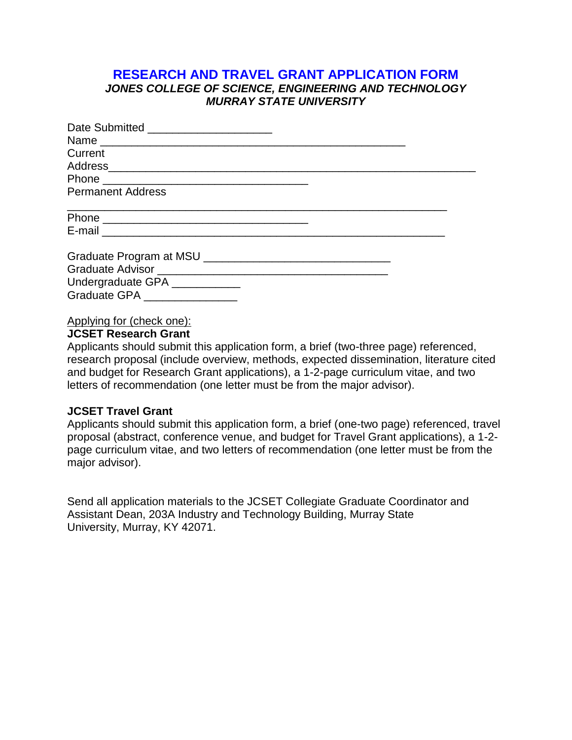# RESEARCH AND TRAVEL GRANT APPLICATION FORM

***JONES COLLEGE OF SCIENCE, ENGINEERING AND TECHNOLOGY***
***MURRAY STATE UNIVERSITY***

Date Submitted ____________________
Name ________________________________________________
Current
Address________________________________________________________
Phone ________________________________
Permanent Address
____________________________________________________________
Phone ________________________________
E-mail ______________________________________________________

Graduate Program at MSU _____________________________
Graduate Advisor ____________________________________
Undergraduate GPA ___________
Graduate GPA _______________

Applying for (check one):

**JCSET Research Grant**

Applicants should submit this application form, a brief (two-three page) referenced, research proposal (include overview, methods, expected dissemination, literature cited and budget for Research Grant applications), a 1-2-page curriculum vitae, and two letters of recommendation (one letter must be from the major advisor).

**JCSET Travel Grant**

Applicants should submit this application form, a brief (one-two page) referenced, travel proposal (abstract, conference venue, and budget for Travel Grant applications), a 1-2-page curriculum vitae, and two letters of recommendation (one letter must be from the major advisor).

Send all application materials to the JCSET Collegiate Graduate Coordinator and Assistant Dean, 203A Industry and Technology Building, Murray State University, Murray, KY 42071.